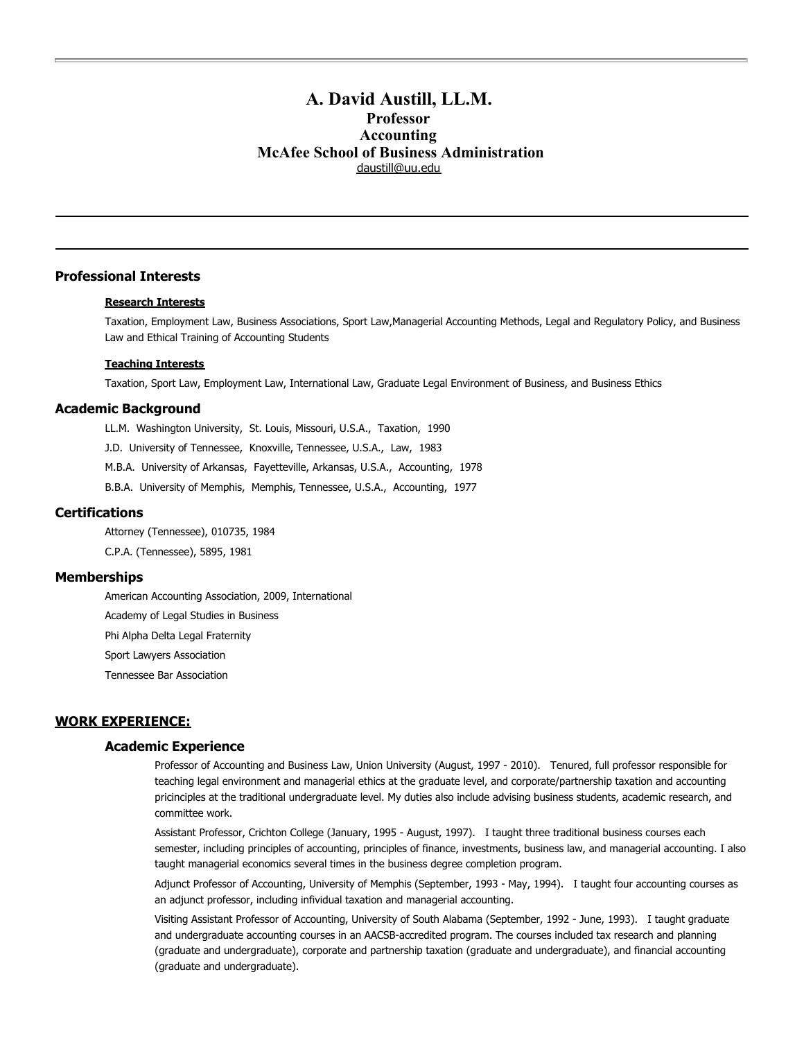# A. David Austill, LL.M.

**Professor**

**Accounting**

**McAfee School of Business Administration**

daustill@uu.edu

---

---

## Professional Interests

### Research Interests

Taxation, Employment Law, Business Associations, Sport Law,Managerial Accounting Methods, Legal and Regulatory Policy, and Business Law and Ethical Training of Accounting Students

### Teaching Interests

Taxation, Sport Law, Employment Law, International Law, Graduate Legal Environment of Business, and Business Ethics

## Academic Background

LL.M. Washington University, St. Louis, Missouri, U.S.A., Taxation, 1990

J.D. University of Tennessee, Knoxville, Tennessee, U.S.A., Law, 1983

M.B.A. University of Arkansas, Fayetteville, Arkansas, U.S.A., Accounting, 1978

B.B.A. University of Memphis, Memphis, Tennessee, U.S.A., Accounting, 1977

## Certifications

Attorney (Tennessee), 010735, 1984

C.P.A. (Tennessee), 5895, 1981

## Memberships

American Accounting Association, 2009, International

Academy of Legal Studies in Business

Phi Alpha Delta Legal Fraternity

Sport Lawyers Association

Tennessee Bar Association

## WORK EXPERIENCE:

### Academic Experience

Professor of Accounting and Business Law, Union University (August, 1997 - 2010). Tenured, full professor responsible for teaching legal environment and managerial ethics at the graduate level, and corporate/partnership taxation and accounting pricinciples at the traditional undergraduate level. My duties also include advising business students, academic research, and committee work.

Assistant Professor, Crichton College (January, 1995 - August, 1997). I taught three traditional business courses each semester, including principles of accounting, principles of finance, investments, business law, and managerial accounting. I also taught managerial economics several times in the business degree completion program.

Adjunct Professor of Accounting, University of Memphis (September, 1993 - May, 1994). I taught four accounting courses as an adjunct professor, including infividual taxation and managerial accounting.

Visiting Assistant Professor of Accounting, University of South Alabama (September, 1992 - June, 1993). I taught graduate and undergraduate accounting courses in an AACSB-accredited program. The courses included tax research and planning (graduate and undergraduate), corporate and partnership taxation (graduate and undergraduate), and financial accounting (graduate and undergraduate).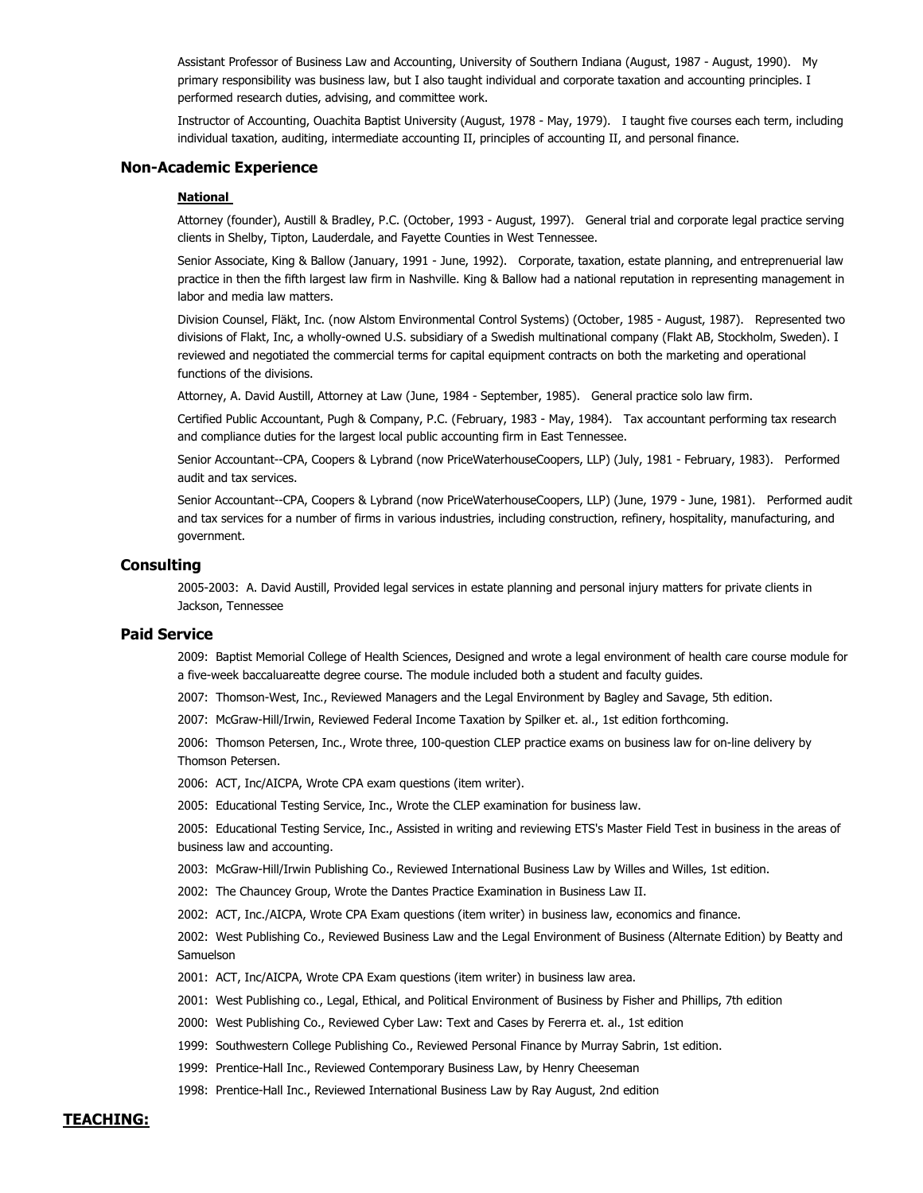Assistant Professor of Business Law and Accounting, University of Southern Indiana (August, 1987 - August, 1990). My primary responsibility was business law, but I also taught individual and corporate taxation and accounting principles. I performed research duties, advising, and committee work.

Instructor of Accounting, Ouachita Baptist University (August, 1978 - May, 1979). I taught five courses each term, including individual taxation, auditing, intermediate accounting II, principles of accounting II, and personal finance.

### Non-Academic Experience

**National**

Attorney (founder), Austill & Bradley, P.C. (October, 1993 - August, 1997). General trial and corporate legal practice serving clients in Shelby, Tipton, Lauderdale, and Fayette Counties in West Tennessee.

Senior Associate, King & Ballow (January, 1991 - June, 1992). Corporate, taxation, estate planning, and entreprenuerial law practice in then the fifth largest law firm in Nashville. King & Ballow had a national reputation in representing management in labor and media law matters.

Division Counsel, Fläkt, Inc. (now Alstom Environmental Control Systems) (October, 1985 - August, 1987). Represented two divisions of Flakt, Inc, a wholly-owned U.S. subsidiary of a Swedish multinational company (Flakt AB, Stockholm, Sweden). I reviewed and negotiated the commercial terms for capital equipment contracts on both the marketing and operational functions of the divisions.

Attorney, A. David Austill, Attorney at Law (June, 1984 - September, 1985). General practice solo law firm.

Certified Public Accountant, Pugh & Company, P.C. (February, 1983 - May, 1984). Tax accountant performing tax research and compliance duties for the largest local public accounting firm in East Tennessee.

Senior Accountant--CPA, Coopers & Lybrand (now PriceWaterhouseCoopers, LLP) (July, 1981 - February, 1983). Performed audit and tax services.

Senior Accountant--CPA, Coopers & Lybrand (now PriceWaterhouseCoopers, LLP) (June, 1979 - June, 1981). Performed audit and tax services for a number of firms in various industries, including construction, refinery, hospitality, manufacturing, and government.

### Consulting

2005-2003: A. David Austill, Provided legal services in estate planning and personal injury matters for private clients in Jackson, Tennessee

### Paid Service

2009: Baptist Memorial College of Health Sciences, Designed and wrote a legal environment of health care course module for a five-week baccaluareatte degree course. The module included both a student and faculty guides.

2007: Thomson-West, Inc., Reviewed Managers and the Legal Environment by Bagley and Savage, 5th edition.

2007: McGraw-Hill/Irwin, Reviewed Federal Income Taxation by Spilker et. al., 1st edition forthcoming.

2006: Thomson Petersen, Inc., Wrote three, 100-question CLEP practice exams on business law for on-line delivery by Thomson Petersen.

2006: ACT, Inc/AICPA, Wrote CPA exam questions (item writer).

2005: Educational Testing Service, Inc., Wrote the CLEP examination for business law.

2005: Educational Testing Service, Inc., Assisted in writing and reviewing ETS's Master Field Test in business in the areas of business law and accounting.

2003: McGraw-Hill/Irwin Publishing Co., Reviewed International Business Law by Willes and Willes, 1st edition.

2002: The Chauncey Group, Wrote the Dantes Practice Examination in Business Law II.

2002: ACT, Inc./AICPA, Wrote CPA Exam questions (item writer) in business law, economics and finance.

2002: West Publishing Co., Reviewed Business Law and the Legal Environment of Business (Alternate Edition) by Beatty and Samuelson

2001: ACT, Inc/AICPA, Wrote CPA Exam questions (item writer) in business law area.

2001: West Publishing co., Legal, Ethical, and Political Environment of Business by Fisher and Phillips, 7th edition

2000: West Publishing Co., Reviewed Cyber Law: Text and Cases by Fererra et. al., 1st edition

1999: Southwestern College Publishing Co., Reviewed Personal Finance by Murray Sabrin, 1st edition.

1999: Prentice-Hall Inc., Reviewed Contemporary Business Law, by Henry Cheeseman

1998: Prentice-Hall Inc., Reviewed International Business Law by Ray August, 2nd edition

## TEACHING: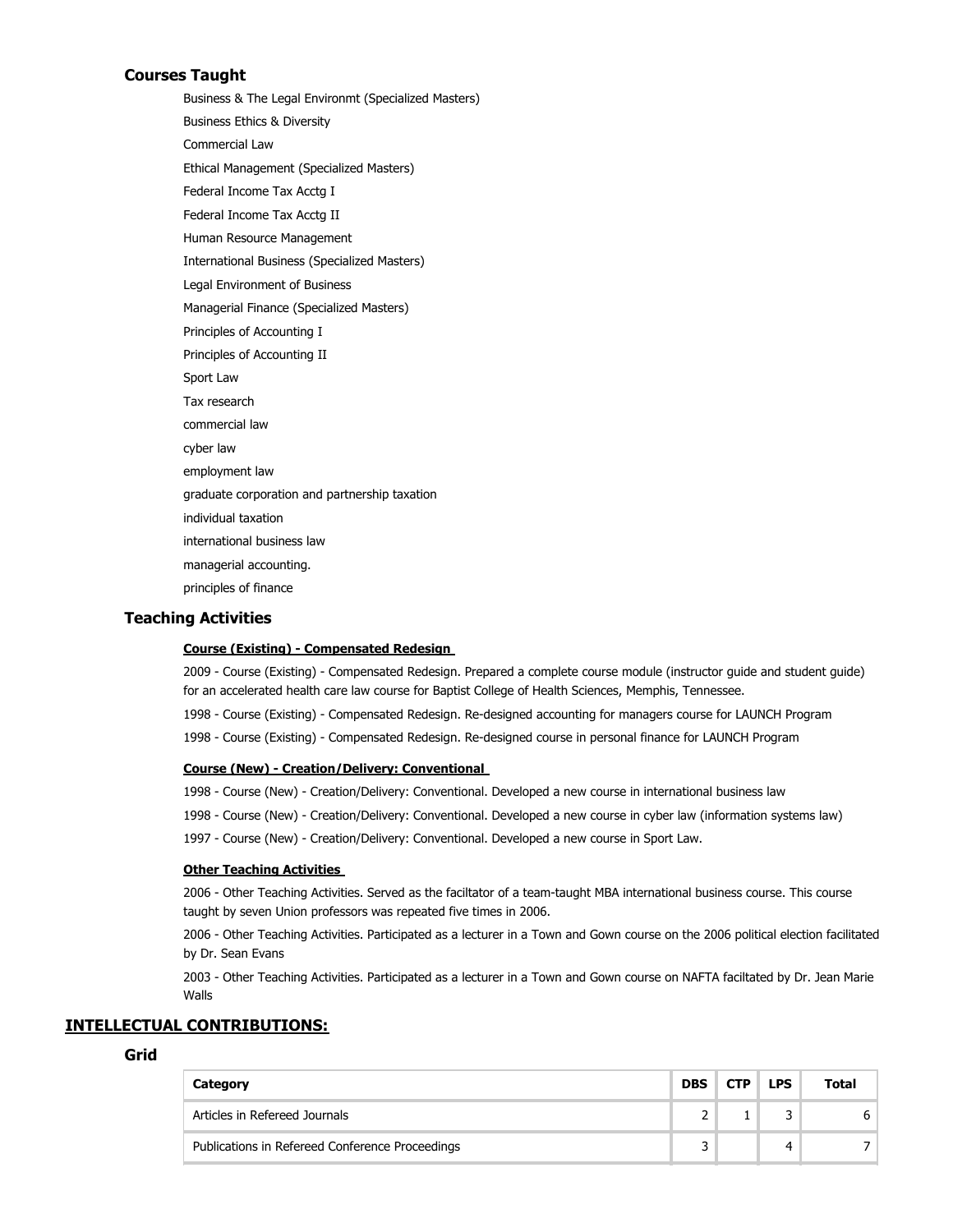### Courses Taught

Business & The Legal Environmt (Specialized Masters)

Business Ethics & Diversity

Commercial Law

Ethical Management (Specialized Masters)

Federal Income Tax Acctg I

Federal Income Tax Acctg II

Human Resource Management

International Business (Specialized Masters)

Legal Environment of Business

Managerial Finance (Specialized Masters)

Principles of Accounting I

Principles of Accounting II

Sport Law

Tax research

commercial law

cyber law

employment law

graduate corporation and partnership taxation

individual taxation

international business law

managerial accounting.

principles of finance

### Teaching Activities

**Course (Existing) - Compensated Redesign**

2009 - Course (Existing) - Compensated Redesign. Prepared a complete course module (instructor guide and student guide) for an accelerated health care law course for Baptist College of Health Sciences, Memphis, Tennessee.

1998 - Course (Existing) - Compensated Redesign. Re-designed accounting for managers course for LAUNCH Program

1998 - Course (Existing) - Compensated Redesign. Re-designed course in personal finance for LAUNCH Program

**Course (New) - Creation/Delivery: Conventional**

1998 - Course (New) - Creation/Delivery: Conventional. Developed a new course in international business law

1998 - Course (New) - Creation/Delivery: Conventional. Developed a new course in cyber law (information systems law)

1997 - Course (New) - Creation/Delivery: Conventional. Developed a new course in Sport Law.

**Other Teaching Activities**

2006 - Other Teaching Activities. Served as the faciltator of a team-taught MBA international business course. This course taught by seven Union professors was repeated five times in 2006.

2006 - Other Teaching Activities. Participated as a lecturer in a Town and Gown course on the 2006 political election facilitated by Dr. Sean Evans

2003 - Other Teaching Activities. Participated as a lecturer in a Town and Gown course on NAFTA faciltated by Dr. Jean Marie Walls

## INTELLECTUAL CONTRIBUTIONS:

### Grid

| Category | DBS | CTP | LPS | Total |
|---|---|---|---|---|
| Articles in Refereed Journals | 2 | 1 | 3 | 6 |
| Publications in Refereed Conference Proceedings | 3 | | 4 | 7 |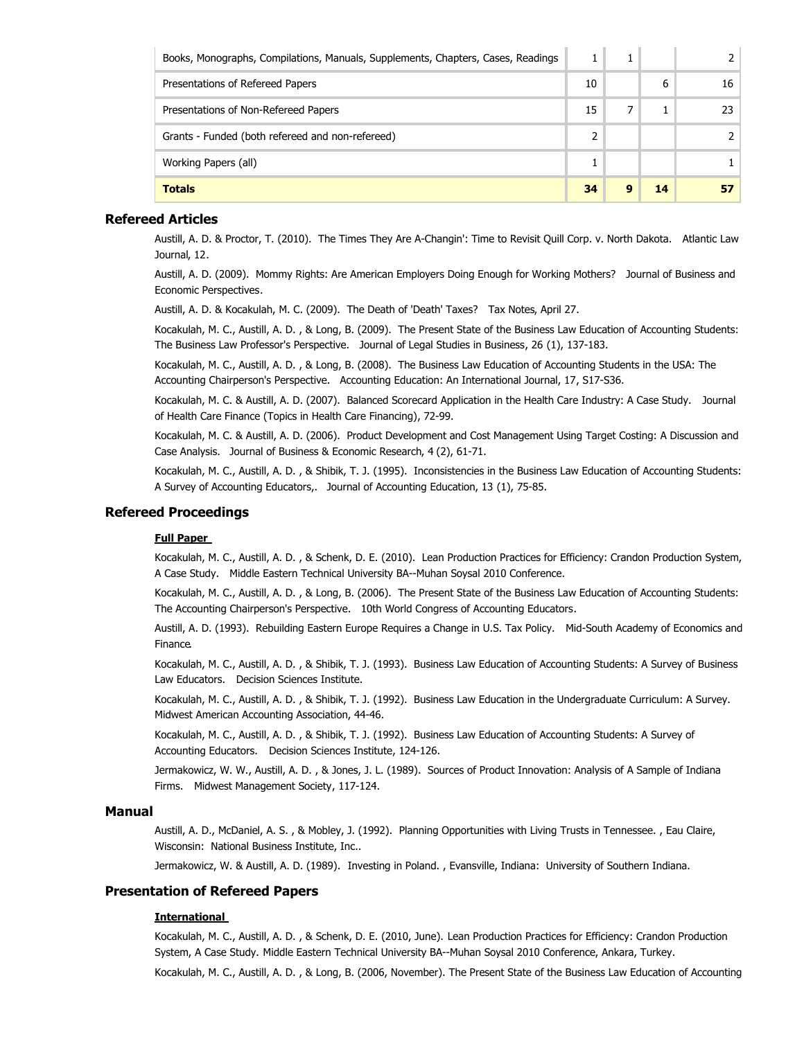| | | | | |
|---|---|---|---|---|
| Books, Monographs, Compilations, Manuals, Supplements, Chapters, Cases, Readings | 1 | 1 | | 2 |
| Presentations of Refereed Papers | 10 | | 6 | 16 |
| Presentations of Non-Refereed Papers | 15 | 7 | 1 | 23 |
| Grants - Funded (both refereed and non-refereed) | 2 | | | 2 |
| Working Papers (all) | 1 | | | 1 |
| **Totals** | **34** | **9** | **14** | **57** |

## Refereed Articles

Austill, A. D. & Proctor, T. (2010). The Times They Are A-Changin': Time to Revisit Quill Corp. v. North Dakota. Atlantic Law Journal, 12.

Austill, A. D. (2009). Mommy Rights: Are American Employers Doing Enough for Working Mothers? Journal of Business and Economic Perspectives.

Austill, A. D. & Kocakulah, M. C. (2009). The Death of 'Death' Taxes? Tax Notes, April 27.

Kocakulah, M. C., Austill, A. D. , & Long, B. (2009). The Present State of the Business Law Education of Accounting Students: The Business Law Professor's Perspective. Journal of Legal Studies in Business, 26 (1), 137-183.

Kocakulah, M. C., Austill, A. D. , & Long, B. (2008). The Business Law Education of Accounting Students in the USA: The Accounting Chairperson's Perspective. Accounting Education: An International Journal, 17, S17-S36.

Kocakulah, M. C. & Austill, A. D. (2007). Balanced Scorecard Application in the Health Care Industry: A Case Study. Journal of Health Care Finance (Topics in Health Care Financing), 72-99.

Kocakulah, M. C. & Austill, A. D. (2006). Product Development and Cost Management Using Target Costing: A Discussion and Case Analysis. Journal of Business & Economic Research, 4 (2), 61-71.

Kocakulah, M. C., Austill, A. D. , & Shibik, T. J. (1995). Inconsistencies in the Business Law Education of Accounting Students: A Survey of Accounting Educators,. Journal of Accounting Education, 13 (1), 75-85.

## Refereed Proceedings

**Full Paper**

Kocakulah, M. C., Austill, A. D. , & Schenk, D. E. (2010). Lean Production Practices for Efficiency: Crandon Production System, A Case Study. Middle Eastern Technical University BA--Muhan Soysal 2010 Conference.

Kocakulah, M. C., Austill, A. D. , & Long, B. (2006). The Present State of the Business Law Education of Accounting Students: The Accounting Chairperson's Perspective. 10th World Congress of Accounting Educators.

Austill, A. D. (1993). Rebuilding Eastern Europe Requires a Change in U.S. Tax Policy. Mid-South Academy of Economics and Finance.

Kocakulah, M. C., Austill, A. D. , & Shibik, T. J. (1993). Business Law Education of Accounting Students: A Survey of Business Law Educators. Decision Sciences Institute.

Kocakulah, M. C., Austill, A. D. , & Shibik, T. J. (1992). Business Law Education in the Undergraduate Curriculum: A Survey. Midwest American Accounting Association, 44-46.

Kocakulah, M. C., Austill, A. D. , & Shibik, T. J. (1992). Business Law Education of Accounting Students: A Survey of Accounting Educators. Decision Sciences Institute, 124-126.

Jermakowicz, W. W., Austill, A. D. , & Jones, J. L. (1989). Sources of Product Innovation: Analysis of A Sample of Indiana Firms. Midwest Management Society, 117-124.

## Manual

Austill, A. D., McDaniel, A. S. , & Mobley, J. (1992). Planning Opportunities with Living Trusts in Tennessee. , Eau Claire, Wisconsin: National Business Institute, Inc..

Jermakowicz, W. & Austill, A. D. (1989). Investing in Poland. , Evansville, Indiana: University of Southern Indiana.

## Presentation of Refereed Papers

**International**

Kocakulah, M. C., Austill, A. D. , & Schenk, D. E. (2010, June). Lean Production Practices for Efficiency: Crandon Production System, A Case Study. Middle Eastern Technical University BA--Muhan Soysal 2010 Conference, Ankara, Turkey.

Kocakulah, M. C., Austill, A. D. , & Long, B. (2006, November). The Present State of the Business Law Education of Accounting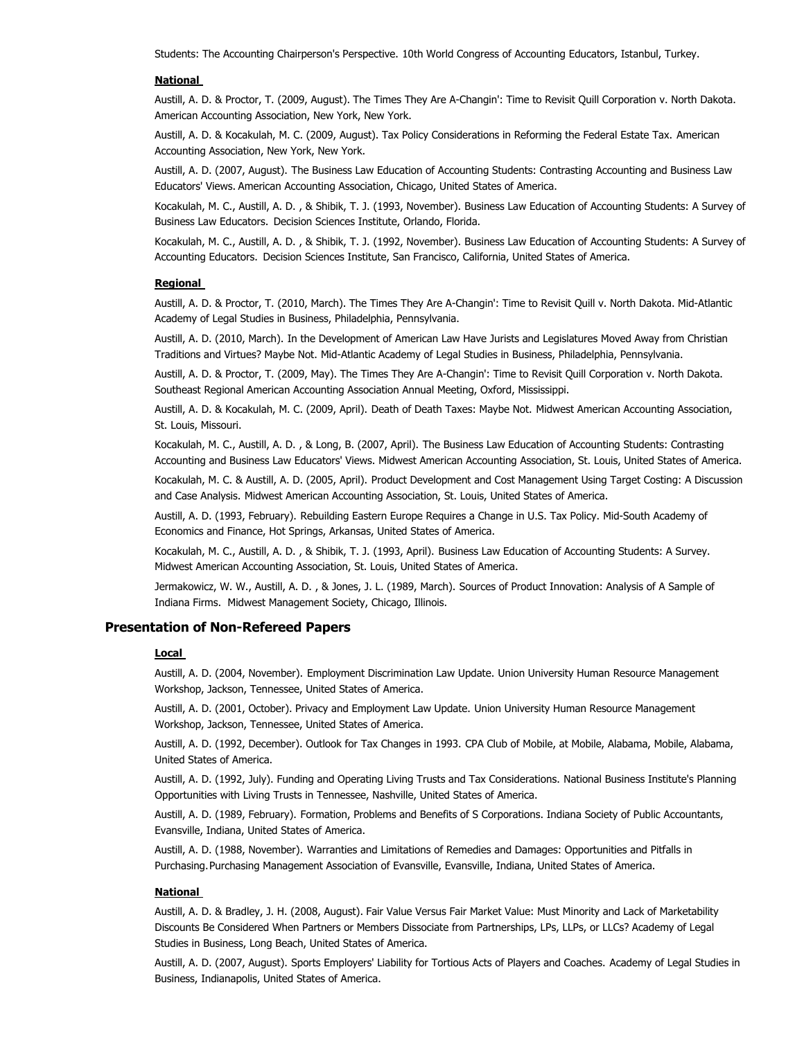Students: The Accounting Chairperson's Perspective. 10th World Congress of Accounting Educators, Istanbul, Turkey.

**National**

Austill, A. D. & Proctor, T. (2009, August). The Times They Are A-Changin': Time to Revisit Quill Corporation v. North Dakota. American Accounting Association, New York, New York.

Austill, A. D. & Kocakulah, M. C. (2009, August). Tax Policy Considerations in Reforming the Federal Estate Tax. American Accounting Association, New York, New York.

Austill, A. D. (2007, August). The Business Law Education of Accounting Students: Contrasting Accounting and Business Law Educators' Views. American Accounting Association, Chicago, United States of America.

Kocakulah, M. C., Austill, A. D. , & Shibik, T. J. (1993, November). Business Law Education of Accounting Students: A Survey of Business Law Educators. Decision Sciences Institute, Orlando, Florida.

Kocakulah, M. C., Austill, A. D. , & Shibik, T. J. (1992, November). Business Law Education of Accounting Students: A Survey of Accounting Educators. Decision Sciences Institute, San Francisco, California, United States of America.

**Regional**

Austill, A. D. & Proctor, T. (2010, March). The Times They Are A-Changin': Time to Revisit Quill v. North Dakota. Mid-Atlantic Academy of Legal Studies in Business, Philadelphia, Pennsylvania.

Austill, A. D. (2010, March). In the Development of American Law Have Jurists and Legislatures Moved Away from Christian Traditions and Virtues? Maybe Not. Mid-Atlantic Academy of Legal Studies in Business, Philadelphia, Pennsylvania.

Austill, A. D. & Proctor, T. (2009, May). The Times They Are A-Changin': Time to Revisit Quill Corporation v. North Dakota. Southeast Regional American Accounting Association Annual Meeting, Oxford, Mississippi.

Austill, A. D. & Kocakulah, M. C. (2009, April). Death of Death Taxes: Maybe Not. Midwest American Accounting Association, St. Louis, Missouri.

Kocakulah, M. C., Austill, A. D. , & Long, B. (2007, April). The Business Law Education of Accounting Students: Contrasting Accounting and Business Law Educators' Views. Midwest American Accounting Association, St. Louis, United States of America.

Kocakulah, M. C. & Austill, A. D. (2005, April). Product Development and Cost Management Using Target Costing: A Discussion and Case Analysis. Midwest American Accounting Association, St. Louis, United States of America.

Austill, A. D. (1993, February). Rebuilding Eastern Europe Requires a Change in U.S. Tax Policy. Mid-South Academy of Economics and Finance, Hot Springs, Arkansas, United States of America.

Kocakulah, M. C., Austill, A. D. , & Shibik, T. J. (1993, April). Business Law Education of Accounting Students: A Survey. Midwest American Accounting Association, St. Louis, United States of America.

Jermakowicz, W. W., Austill, A. D. , & Jones, J. L. (1989, March). Sources of Product Innovation: Analysis of A Sample of Indiana Firms. Midwest Management Society, Chicago, Illinois.

## Presentation of Non-Refereed Papers

**Local**

Austill, A. D. (2004, November). Employment Discrimination Law Update. Union University Human Resource Management Workshop, Jackson, Tennessee, United States of America.

Austill, A. D. (2001, October). Privacy and Employment Law Update. Union University Human Resource Management Workshop, Jackson, Tennessee, United States of America.

Austill, A. D. (1992, December). Outlook for Tax Changes in 1993. CPA Club of Mobile, at Mobile, Alabama, Mobile, Alabama, United States of America.

Austill, A. D. (1992, July). Funding and Operating Living Trusts and Tax Considerations. National Business Institute's Planning Opportunities with Living Trusts in Tennessee, Nashville, United States of America.

Austill, A. D. (1989, February). Formation, Problems and Benefits of S Corporations. Indiana Society of Public Accountants, Evansville, Indiana, United States of America.

Austill, A. D. (1988, November). Warranties and Limitations of Remedies and Damages: Opportunities and Pitfalls in Purchasing. Purchasing Management Association of Evansville, Evansville, Indiana, United States of America.

**National**

Austill, A. D. & Bradley, J. H. (2008, August). Fair Value Versus Fair Market Value: Must Minority and Lack of Marketability Discounts Be Considered When Partners or Members Dissociate from Partnerships, LPs, LLPs, or LLCs? Academy of Legal Studies in Business, Long Beach, United States of America.

Austill, A. D. (2007, August). Sports Employers' Liability for Tortious Acts of Players and Coaches. Academy of Legal Studies in Business, Indianapolis, United States of America.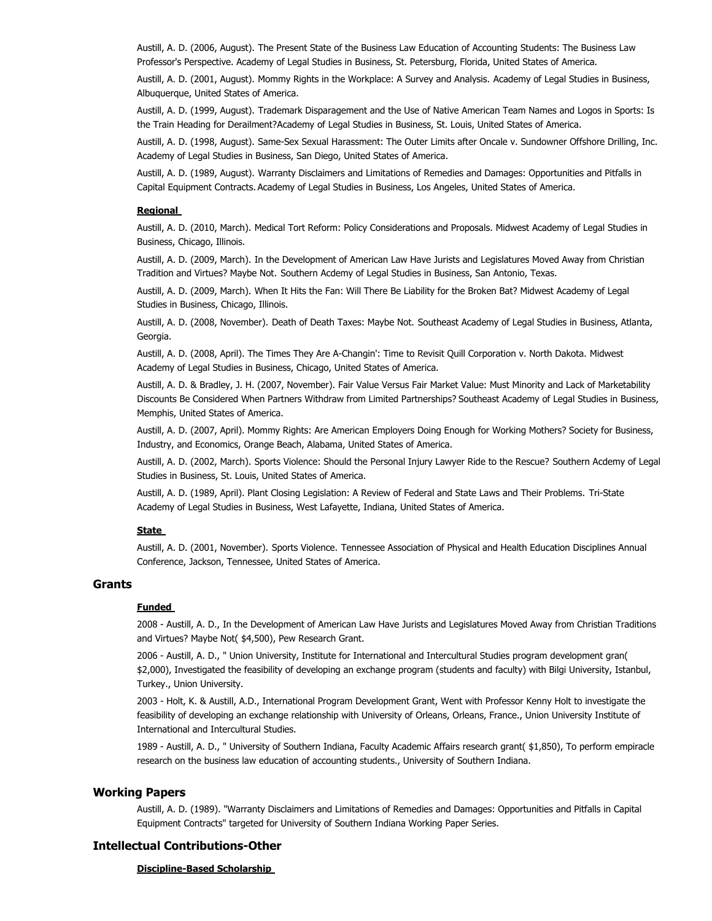Austill, A. D. (2006, August). The Present State of the Business Law Education of Accounting Students: The Business Law Professor's Perspective. Academy of Legal Studies in Business, St. Petersburg, Florida, United States of America.

Austill, A. D. (2001, August). Mommy Rights in the Workplace: A Survey and Analysis. Academy of Legal Studies in Business, Albuquerque, United States of America.

Austill, A. D. (1999, August). Trademark Disparagement and the Use of Native American Team Names and Logos in Sports: Is the Train Heading for Derailment?Academy of Legal Studies in Business, St. Louis, United States of America.

Austill, A. D. (1998, August). Same-Sex Sexual Harassment: The Outer Limits after Oncale v. Sundowner Offshore Drilling, Inc. Academy of Legal Studies in Business, San Diego, United States of America.

Austill, A. D. (1989, August). Warranty Disclaimers and Limitations of Remedies and Damages: Opportunities and Pitfalls in Capital Equipment Contracts. Academy of Legal Studies in Business, Los Angeles, United States of America.

**Regional**

Austill, A. D. (2010, March). Medical Tort Reform: Policy Considerations and Proposals. Midwest Academy of Legal Studies in Business, Chicago, Illinois.

Austill, A. D. (2009, March). In the Development of American Law Have Jurists and Legislatures Moved Away from Christian Tradition and Virtues? Maybe Not. Southern Acdemy of Legal Studies in Business, San Antonio, Texas.

Austill, A. D. (2009, March). When It Hits the Fan: Will There Be Liability for the Broken Bat? Midwest Academy of Legal Studies in Business, Chicago, Illinois.

Austill, A. D. (2008, November). Death of Death Taxes: Maybe Not. Southeast Academy of Legal Studies in Business, Atlanta, Georgia.

Austill, A. D. (2008, April). The Times They Are A-Changin': Time to Revisit Quill Corporation v. North Dakota. Midwest Academy of Legal Studies in Business, Chicago, United States of America.

Austill, A. D. & Bradley, J. H. (2007, November). Fair Value Versus Fair Market Value: Must Minority and Lack of Marketability Discounts Be Considered When Partners Withdraw from Limited Partnerships? Southeast Academy of Legal Studies in Business, Memphis, United States of America.

Austill, A. D. (2007, April). Mommy Rights: Are American Employers Doing Enough for Working Mothers? Society for Business, Industry, and Economics, Orange Beach, Alabama, United States of America.

Austill, A. D. (2002, March). Sports Violence: Should the Personal Injury Lawyer Ride to the Rescue? Southern Acdemy of Legal Studies in Business, St. Louis, United States of America.

Austill, A. D. (1989, April). Plant Closing Legislation: A Review of Federal and State Laws and Their Problems. Tri-State Academy of Legal Studies in Business, West Lafayette, Indiana, United States of America.

**State**

Austill, A. D. (2001, November). Sports Violence. Tennessee Association of Physical and Health Education Disciplines Annual Conference, Jackson, Tennessee, United States of America.

## Grants

**Funded**

2008 - Austill, A. D., In the Development of American Law Have Jurists and Legislatures Moved Away from Christian Traditions and Virtues? Maybe Not( $4,500), Pew Research Grant.

2006 - Austill, A. D., " Union University, Institute for International and Intercultural Studies program development gran( $2,000), Investigated the feasibility of developing an exchange program (students and faculty) with Bilgi University, Istanbul, Turkey., Union University.

2003 - Holt, K. & Austill, A.D., International Program Development Grant, Went with Professor Kenny Holt to investigate the feasibility of developing an exchange relationship with University of Orleans, Orleans, France., Union University Institute of International and Intercultural Studies.

1989 - Austill, A. D., " University of Southern Indiana, Faculty Academic Affairs research grant( $1,850), To perform empiracle research on the business law education of accounting students., University of Southern Indiana.

## Working Papers

Austill, A. D. (1989). "Warranty Disclaimers and Limitations of Remedies and Damages: Opportunities and Pitfalls in Capital Equipment Contracts" targeted for University of Southern Indiana Working Paper Series.

## Intellectual Contributions-Other

**Discipline-Based Scholarship**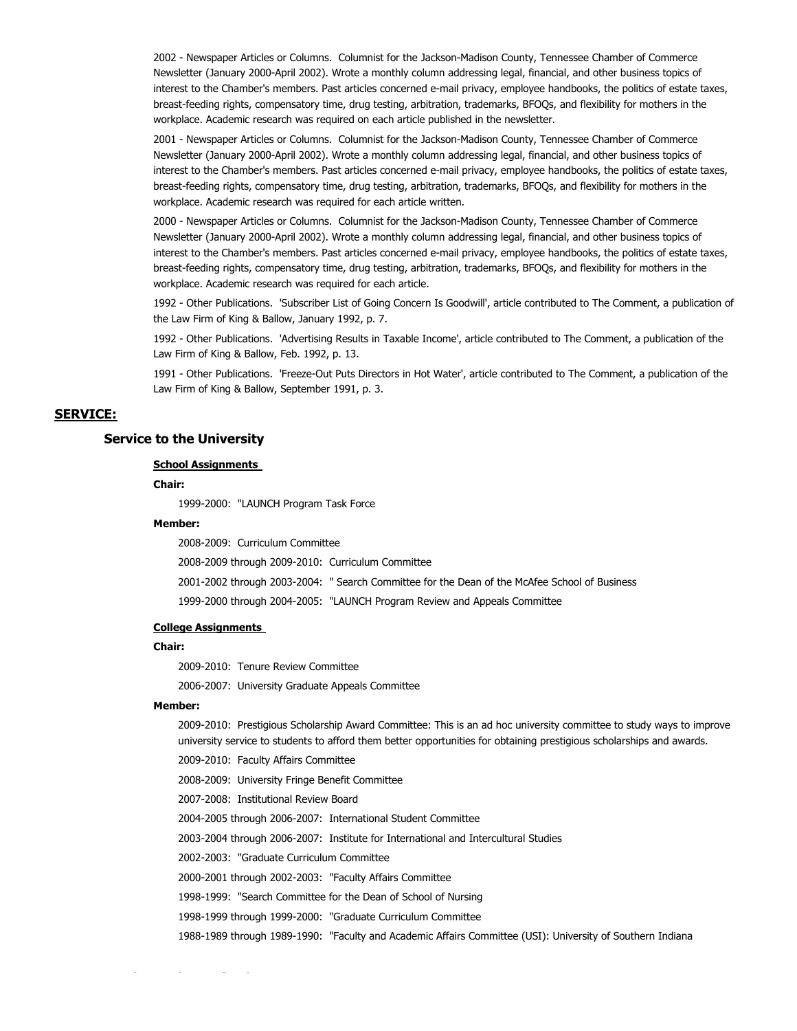2002 - Newspaper Articles or Columns. Columnist for the Jackson-Madison County, Tennessee Chamber of Commerce Newsletter (January 2000-April 2002). Wrote a monthly column addressing legal, financial, and other business topics of interest to the Chamber's members. Past articles concerned e-mail privacy, employee handbooks, the politics of estate taxes, breast-feeding rights, compensatory time, drug testing, arbitration, trademarks, BFOQs, and flexibility for mothers in the workplace. Academic research was required on each article published in the newsletter.

2001 - Newspaper Articles or Columns. Columnist for the Jackson-Madison County, Tennessee Chamber of Commerce Newsletter (January 2000-April 2002). Wrote a monthly column addressing legal, financial, and other business topics of interest to the Chamber's members. Past articles concerned e-mail privacy, employee handbooks, the politics of estate taxes, breast-feeding rights, compensatory time, drug testing, arbitration, trademarks, BFOQs, and flexibility for mothers in the workplace. Academic research was required for each article written.

2000 - Newspaper Articles or Columns. Columnist for the Jackson-Madison County, Tennessee Chamber of Commerce Newsletter (January 2000-April 2002). Wrote a monthly column addressing legal, financial, and other business topics of interest to the Chamber's members. Past articles concerned e-mail privacy, employee handbooks, the politics of estate taxes, breast-feeding rights, compensatory time, drug testing, arbitration, trademarks, BFOQs, and flexibility for mothers in the workplace. Academic research was required for each article.

1992 - Other Publications. 'Subscriber List of Going Concern Is Goodwill', article contributed to The Comment, a publication of the Law Firm of King & Ballow, January 1992, p. 7.

1992 - Other Publications. 'Advertising Results in Taxable Income', article contributed to The Comment, a publication of the Law Firm of King & Ballow, Feb. 1992, p. 13.

1991 - Other Publications. 'Freeze-Out Puts Directors in Hot Water', article contributed to The Comment, a publication of the Law Firm of King & Ballow, September 1991, p. 3.

## SERVICE:

### Service to the University

**School Assignments**

**Chair:**

1999-2000: "LAUNCH Program Task Force

**Member:**

2008-2009: Curriculum Committee

2008-2009 through 2009-2010: Curriculum Committee

2001-2002 through 2003-2004: " Search Committee for the Dean of the McAfee School of Business

1999-2000 through 2004-2005: "LAUNCH Program Review and Appeals Committee

**College Assignments**

**Chair:**

2009-2010: Tenure Review Committee

2006-2007: University Graduate Appeals Committee

**Member:**

2009-2010: Prestigious Scholarship Award Committee: This is an ad hoc university committee to study ways to improve university service to students to afford them better opportunities for obtaining prestigious scholarships and awards.

2009-2010: Faculty Affairs Committee

2008-2009: University Fringe Benefit Committee

2007-2008: Institutional Review Board

2004-2005 through 2006-2007: International Student Committee

2003-2004 through 2006-2007: Institute for International and Intercultural Studies

2002-2003: "Graduate Curriculum Committee

2000-2001 through 2002-2003: "Faculty Affairs Committee

1998-1999: "Search Committee for the Dean of School of Nursing

1998-1999 through 1999-2000: "Graduate Curriculum Committee

1988-1989 through 1989-1990: "Faculty and Academic Affairs Committee (USI): University of Southern Indiana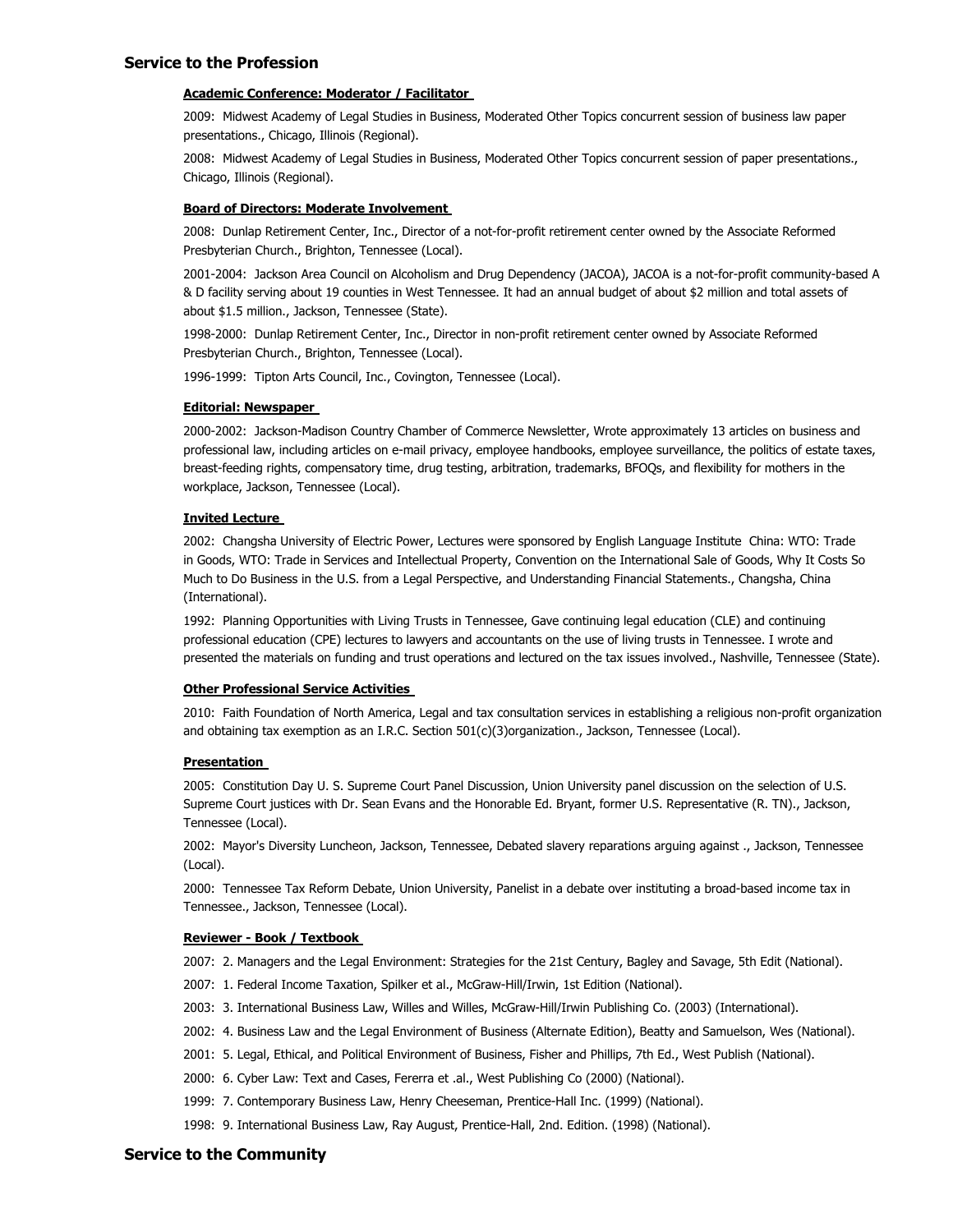## Service to the Profession

### Academic Conference: Moderator / Facilitator

2009: Midwest Academy of Legal Studies in Business, Moderated Other Topics concurrent session of business law paper presentations., Chicago, Illinois (Regional).

2008: Midwest Academy of Legal Studies in Business, Moderated Other Topics concurrent session of paper presentations., Chicago, Illinois (Regional).

### Board of Directors: Moderate Involvement

2008: Dunlap Retirement Center, Inc., Director of a not-for-profit retirement center owned by the Associate Reformed Presbyterian Church., Brighton, Tennessee (Local).

2001-2004: Jackson Area Council on Alcoholism and Drug Dependency (JACOA), JACOA is a not-for-profit community-based A & D facility serving about 19 counties in West Tennessee. It had an annual budget of about $2 million and total assets of about $1.5 million., Jackson, Tennessee (State).

1998-2000: Dunlap Retirement Center, Inc., Director in non-profit retirement center owned by Associate Reformed Presbyterian Church., Brighton, Tennessee (Local).

1996-1999: Tipton Arts Council, Inc., Covington, Tennessee (Local).

### Editorial: Newspaper

2000-2002: Jackson-Madison Country Chamber of Commerce Newsletter, Wrote approximately 13 articles on business and professional law, including articles on e-mail privacy, employee handbooks, employee surveillance, the politics of estate taxes, breast-feeding rights, compensatory time, drug testing, arbitration, trademarks, BFOQs, and flexibility for mothers in the workplace, Jackson, Tennessee (Local).

### Invited Lecture

2002: Changsha University of Electric Power, Lectures were sponsored by English Language Institute China: WTO: Trade in Goods, WTO: Trade in Services and Intellectual Property, Convention on the International Sale of Goods, Why It Costs So Much to Do Business in the U.S. from a Legal Perspective, and Understanding Financial Statements., Changsha, China (International).

1992: Planning Opportunities with Living Trusts in Tennessee, Gave continuing legal education (CLE) and continuing professional education (CPE) lectures to lawyers and accountants on the use of living trusts in Tennessee. I wrote and presented the materials on funding and trust operations and lectured on the tax issues involved., Nashville, Tennessee (State).

### Other Professional Service Activities

2010: Faith Foundation of North America, Legal and tax consultation services in establishing a religious non-profit organization and obtaining tax exemption as an I.R.C. Section 501(c)(3)organization., Jackson, Tennessee (Local).

### Presentation

2005: Constitution Day U. S. Supreme Court Panel Discussion, Union University panel discussion on the selection of U.S. Supreme Court justices with Dr. Sean Evans and the Honorable Ed. Bryant, former U.S. Representative (R. TN)., Jackson, Tennessee (Local).

2002: Mayor's Diversity Luncheon, Jackson, Tennessee, Debated slavery reparations arguing against ., Jackson, Tennessee (Local).

2000: Tennessee Tax Reform Debate, Union University, Panelist in a debate over instituting a broad-based income tax in Tennessee., Jackson, Tennessee (Local).

### Reviewer - Book / Textbook

2007: 2. Managers and the Legal Environment: Strategies for the 21st Century, Bagley and Savage, 5th Edit (National).

2007: 1. Federal Income Taxation, Spilker et al., McGraw-Hill/Irwin, 1st Edition (National).

2003: 3. International Business Law, Willes and Willes, McGraw-Hill/Irwin Publishing Co. (2003) (International).

2002: 4. Business Law and the Legal Environment of Business (Alternate Edition), Beatty and Samuelson, Wes (National).

2001: 5. Legal, Ethical, and Political Environment of Business, Fisher and Phillips, 7th Ed., West Publish (National).

2000: 6. Cyber Law: Text and Cases, Fererra et .al., West Publishing Co (2000) (National).

1999: 7. Contemporary Business Law, Henry Cheeseman, Prentice-Hall Inc. (1999) (National).

1998: 9. International Business Law, Ray August, Prentice-Hall, 2nd. Edition. (1998) (National).

## Service to the Community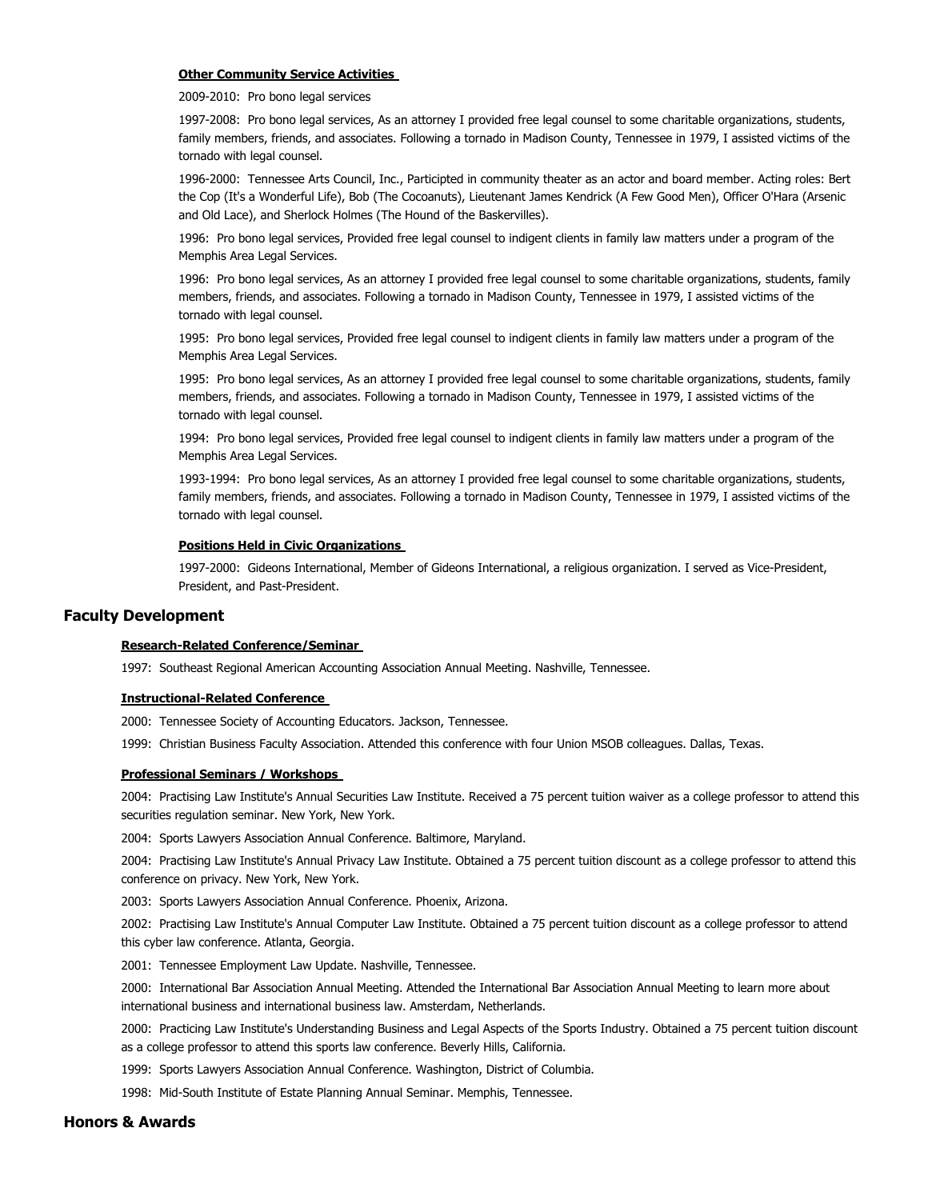#### Other Community Service Activities

2009-2010: Pro bono legal services

1997-2008: Pro bono legal services, As an attorney I provided free legal counsel to some charitable organizations, students, family members, friends, and associates. Following a tornado in Madison County, Tennessee in 1979, I assisted victims of the tornado with legal counsel.

1996-2000: Tennessee Arts Council, Inc., Participated in community theater as an actor and board member. Acting roles: Bert the Cop (It's a Wonderful Life), Bob (The Cocoanuts), Lieutenant James Kendrick (A Few Good Men), Officer O'Hara (Arsenic and Old Lace), and Sherlock Holmes (The Hound of the Baskervilles).

1996: Pro bono legal services, Provided free legal counsel to indigent clients in family law matters under a program of the Memphis Area Legal Services.

1996: Pro bono legal services, As an attorney I provided free legal counsel to some charitable organizations, students, family members, friends, and associates. Following a tornado in Madison County, Tennessee in 1979, I assisted victims of the tornado with legal counsel.

1995: Pro bono legal services, Provided free legal counsel to indigent clients in family law matters under a program of the Memphis Area Legal Services.

1995: Pro bono legal services, As an attorney I provided free legal counsel to some charitable organizations, students, family members, friends, and associates. Following a tornado in Madison County, Tennessee in 1979, I assisted victims of the tornado with legal counsel.

1994: Pro bono legal services, Provided free legal counsel to indigent clients in family law matters under a program of the Memphis Area Legal Services.

1993-1994: Pro bono legal services, As an attorney I provided free legal counsel to some charitable organizations, students, family members, friends, and associates. Following a tornado in Madison County, Tennessee in 1979, I assisted victims of the tornado with legal counsel.

#### Positions Held in Civic Organizations

1997-2000: Gideons International, Member of Gideons International, a religious organization. I served as Vice-President, President, and Past-President.

## Faculty Development

#### Research-Related Conference/Seminar

1997: Southeast Regional American Accounting Association Annual Meeting. Nashville, Tennessee.

#### Instructional-Related Conference

2000: Tennessee Society of Accounting Educators. Jackson, Tennessee.

1999: Christian Business Faculty Association. Attended this conference with four Union MSOB colleagues. Dallas, Texas.

#### Professional Seminars / Workshops

2004: Practising Law Institute's Annual Securities Law Institute. Received a 75 percent tuition waiver as a college professor to attend this securities regulation seminar. New York, New York.

2004: Sports Lawyers Association Annual Conference. Baltimore, Maryland.

2004: Practising Law Institute's Annual Privacy Law Institute. Obtained a 75 percent tuition discount as a college professor to attend this conference on privacy. New York, New York.

2003: Sports Lawyers Association Annual Conference. Phoenix, Arizona.

2002: Practising Law Institute's Annual Computer Law Institute. Obtained a 75 percent tuition discount as a college professor to attend this cyber law conference. Atlanta, Georgia.

2001: Tennessee Employment Law Update. Nashville, Tennessee.

2000: International Bar Association Annual Meeting. Attended the International Bar Association Annual Meeting to learn more about international business and international business law. Amsterdam, Netherlands.

2000: Practicing Law Institute's Understanding Business and Legal Aspects of the Sports Industry. Obtained a 75 percent tuition discount as a college professor to attend this sports law conference. Beverly Hills, California.

1999: Sports Lawyers Association Annual Conference. Washington, District of Columbia.

1998: Mid-South Institute of Estate Planning Annual Seminar. Memphis, Tennessee.

## Honors & Awards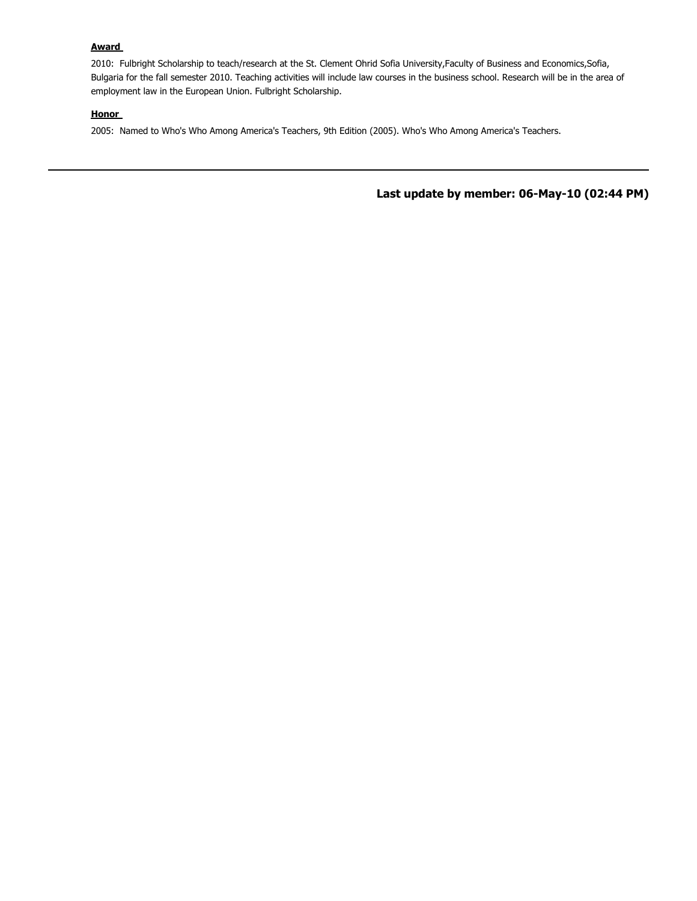**Award**

2010: Fulbright Scholarship to teach/research at the St. Clement Ohrid Sofia University,Faculty of Business and Economics,Sofia, Bulgaria for the fall semester 2010. Teaching activities will include law courses in the business school. Research will be in the area of employment law in the European Union. Fulbright Scholarship.

**Honor**

2005: Named to Who's Who Among America's Teachers, 9th Edition (2005). Who's Who Among America's Teachers.

---

**Last update by member: 06-May-10 (02:44 PM)**